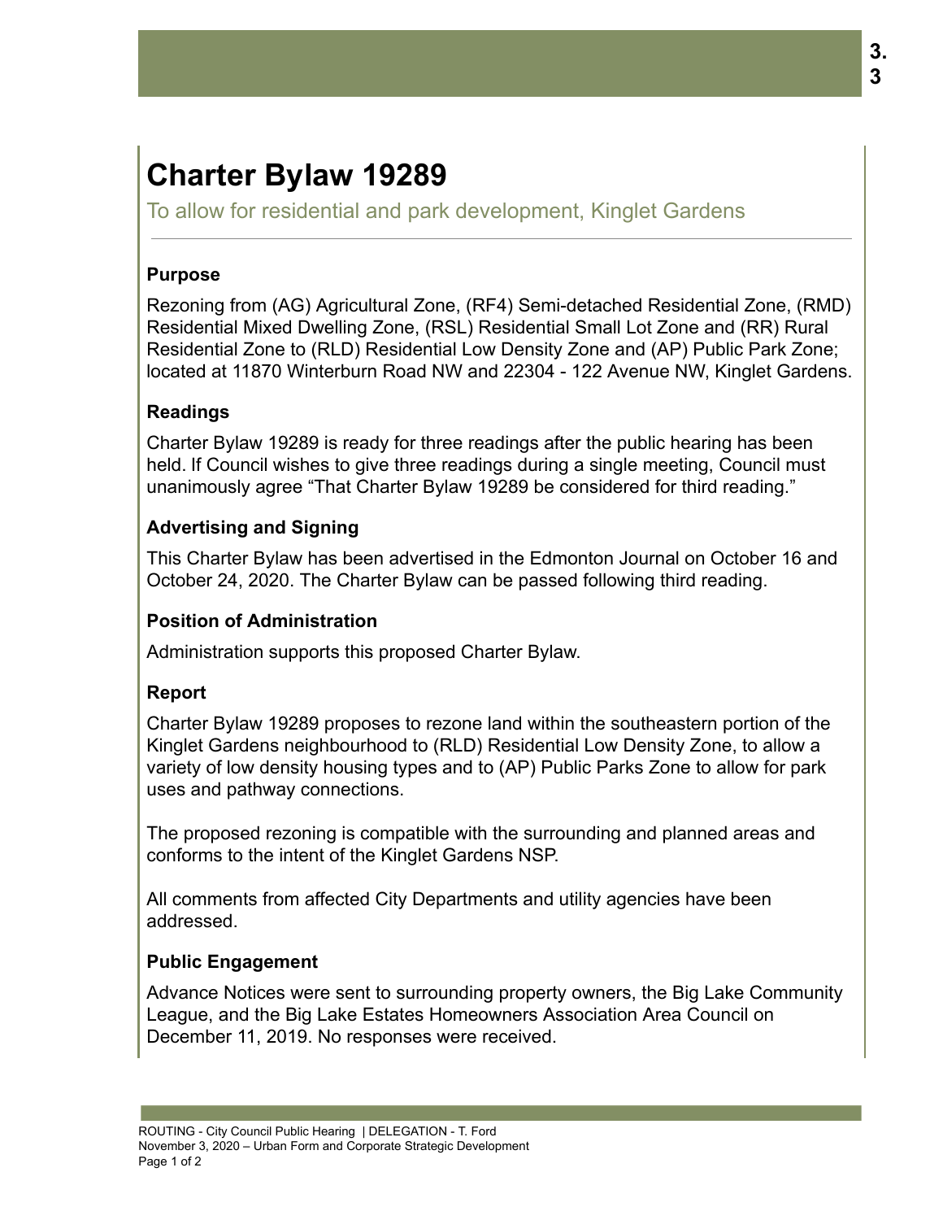# Charter Bylaw 19289

To allow for residential and park development, Kinglet Gardens

## Purpose

Rezoning from (AG) Agricultural Zone, (RF4) Semi-detached Residential Zone, (RMD) Residential Mixed Dwelling Zone, (RSL) Residential Small Lot Zone and (RR) Rural Residential Zone to (RLD) Residential Low Density Zone and (AP) Public Park Zone; located at 11870 Winterburn Road NW and 22304 - 122 Avenue NW, Kinglet Gardens.

## Readings

Charter Bylaw 19289 is ready for three readings after the public hearing has been held. If Council wishes to give three readings during a single meeting, Council must unanimously agree "That Charter Bylaw 19289 be considered for third reading."

## Advertising and Signing

This Charter Bylaw has been advertised in the Edmonton Journal on October 16 and October 24, 2020. The Charter Bylaw can be passed following third reading.

## Position of Administration

Administration supports this proposed Charter Bylaw.

## Report

Charter Bylaw 19289 proposes to rezone land within the southeastern portion of the Kinglet Gardens neighbourhood to (RLD) Residential Low Density Zone, to allow a variety of low density housing types and to (AP) Public Parks Zone to allow for park uses and pathway connections.

The proposed rezoning is compatible with the surrounding and planned areas and conforms to the intent of the Kinglet Gardens NSP.

All comments from affected City Departments and utility agencies have been addressed.

## Public Engagement

Advance Notices were sent to surrounding property owners, the Big Lake Community League, and the Big Lake Estates Homeowners Association Area Council on December 11, 2019. No responses were received.

ROUTING - City Council Public Hearing | DELEGATION - T. Ford
November 3, 2020 – Urban Form and Corporate Strategic Development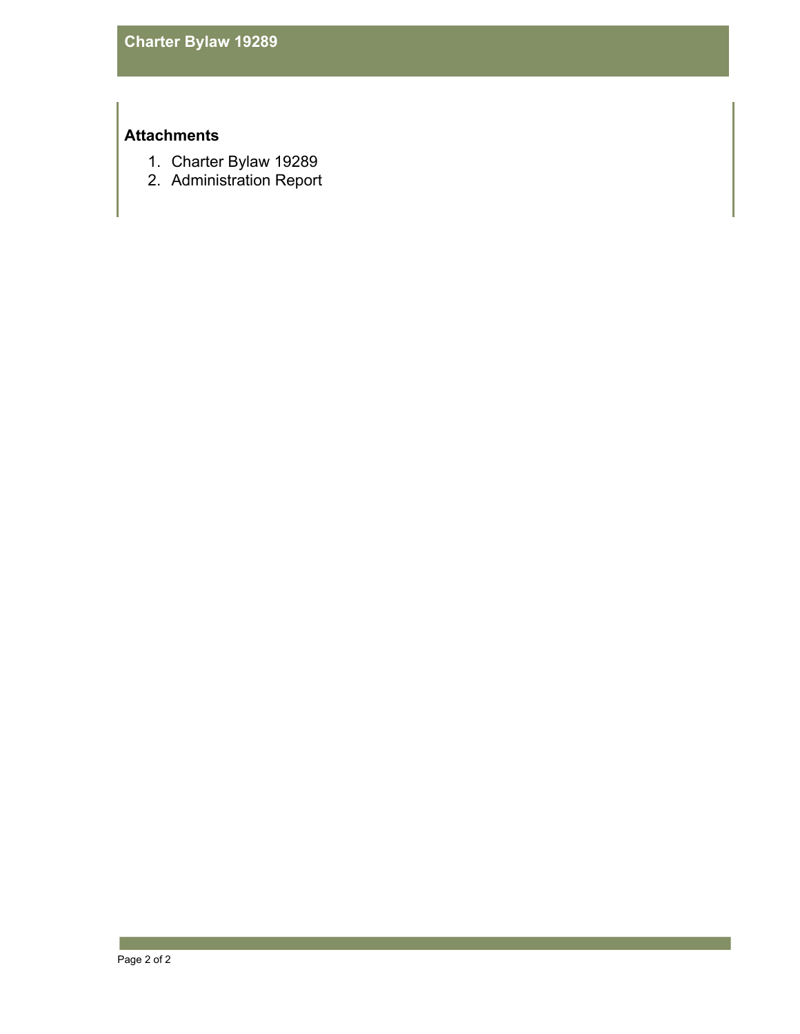### Attachments

1. Charter Bylaw 19289
2. Administration Report